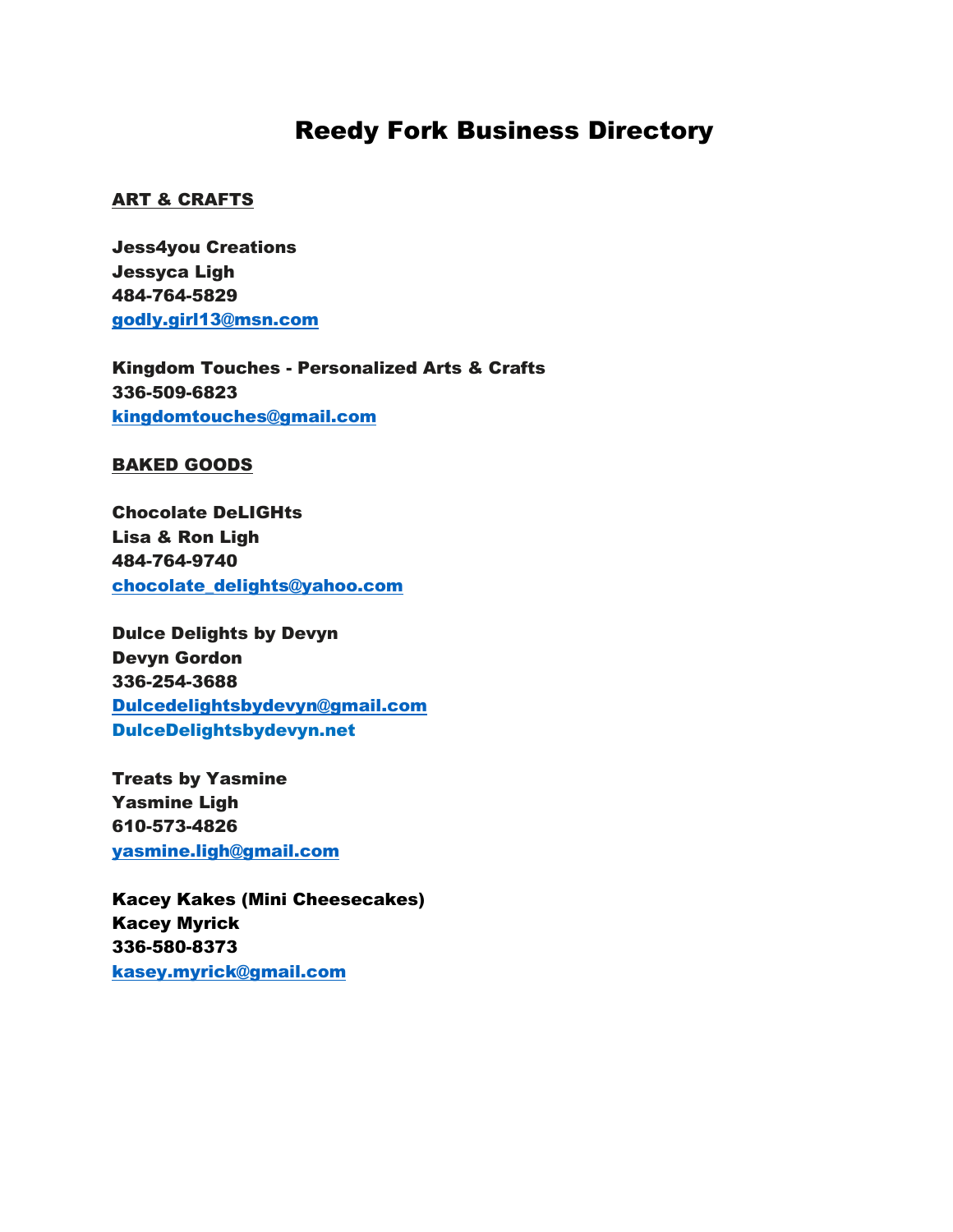# Reedy Fork Business Directory

## ART & CRAFTS

**Jess4you Creations**
**Jessyca Ligh**
**484-764-5829**
**godly.girl13@msn.com**

**Kingdom Touches - Personalized Arts & Crafts**
**336-509-6823**
**kingdomtouches@gmail.com**

## BAKED GOODS

**Chocolate DeLIGHts**
**Lisa & Ron Ligh**
**484-764-9740**
**chocolate_delights@yahoo.com**

**Dulce Delights by Devyn**
**Devyn Gordon**
**336-254-3688**
**Dulcedelightsbydevyn@gmail.com**
**DulceDelightsbydevyn.net**

**Treats by Yasmine**
**Yasmine Ligh**
**610-573-4826**
**yasmine.ligh@gmail.com**

**Kacey Kakes (Mini Cheesecakes)**
**Kacey Myrick**
**336-580-8373**
**kasey.myrick@gmail.com**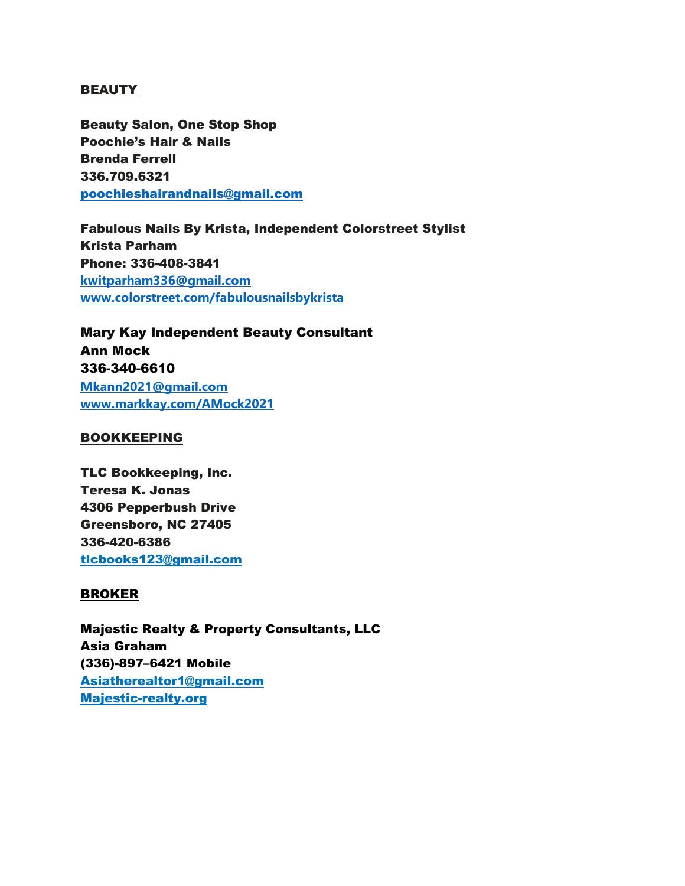## BEAUTY

**Beauty Salon, One Stop Shop**
**Poochie's Hair & Nails**
**Brenda Ferrell**
**336.709.6321**
**poochieshairandnails@gmail.com**

**Fabulous Nails By Krista, Independent Colorstreet Stylist**
**Krista Parham**
**Phone: 336-408-3841**
**kwitparham336@gmail.com**
**www.colorstreet.com/fabulousnailsbykrista**

**Mary Kay Independent Beauty Consultant**
**Ann Mock**
**336-340-6610**
**Mkann2021@gmail.com**
**www.markkay.com/AMock2021**

## BOOKKEEPING

**TLC Bookkeeping, Inc.**
**Teresa K. Jonas**
**4306 Pepperbush Drive**
**Greensboro, NC 27405**
**336-420-6386**
**tlcbooks123@gmail.com**

## BROKER

**Majestic Realty & Property Consultants, LLC**
**Asia Graham**
**(336)-897–6421 Mobile**
**Asiatherealtor1@gmail.com**
**Majestic-realty.org**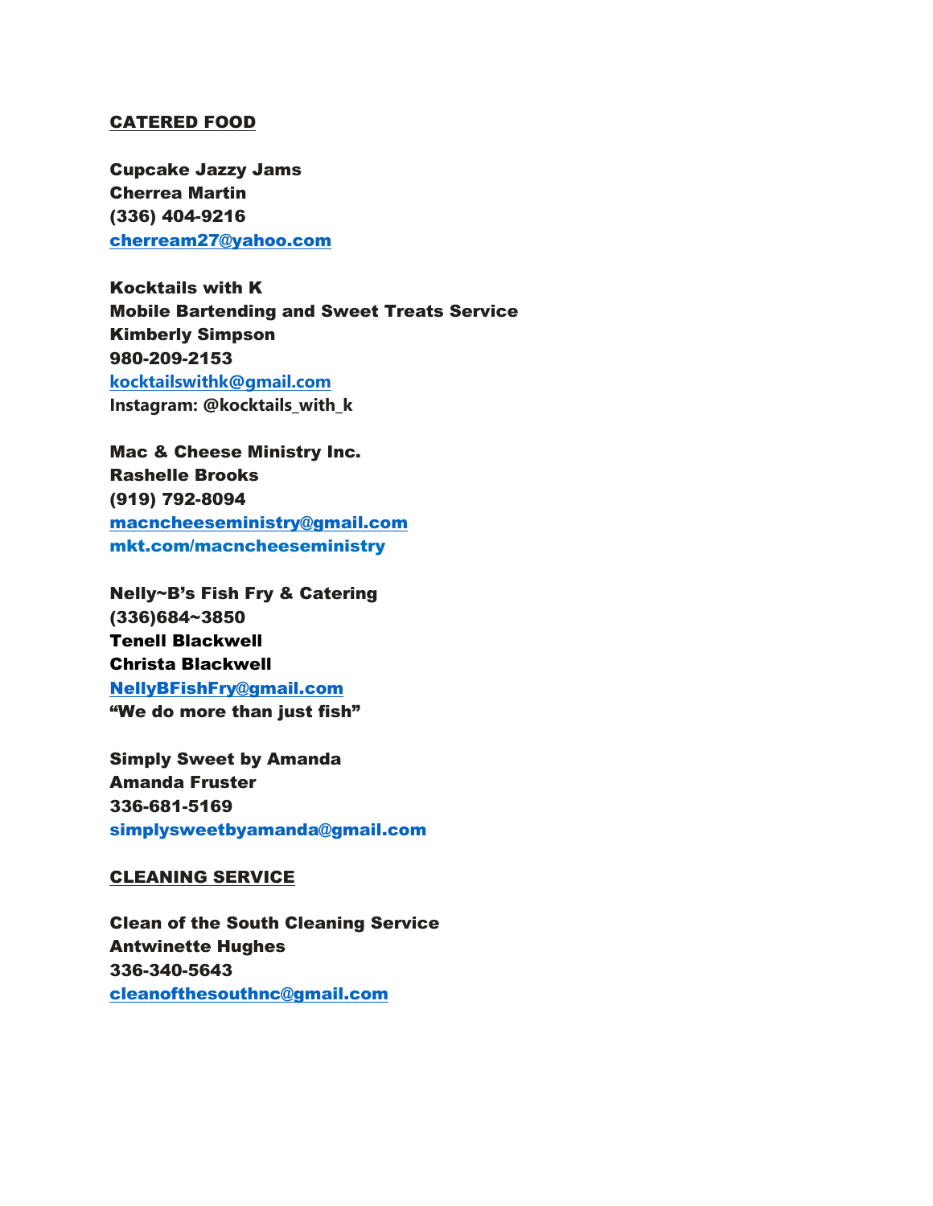## CATERED FOOD

**Cupcake Jazzy Jams**
**Cherrea Martin**
**(336) 404-9216**
**cherream27@yahoo.com**

**Kocktails with K**
**Mobile Bartending and Sweet Treats Service**
**Kimberly Simpson**
**980-209-2153**
**kocktailswithk@gmail.com**
**Instagram: @kocktails_with_k**

**Mac & Cheese Ministry Inc.**
**Rashelle Brooks**
**(919) 792-8094**
**macncheeseministry@gmail.com**
**mkt.com/macncheeseministry**

**Nelly~B's Fish Fry & Catering**
**(336)684~3850**
**Tenell Blackwell**
**Christa Blackwell**
**NellyBFishFry@gmail.com**
**"We do more than just fish"**

**Simply Sweet by Amanda**
**Amanda Fruster**
**336-681-5169**
**simplysweetbyamanda@gmail.com**

## CLEANING SERVICE

**Clean of the South Cleaning Service**
**Antwinette Hughes**
**336-340-5643**
**cleanofthesouthnc@gmail.com**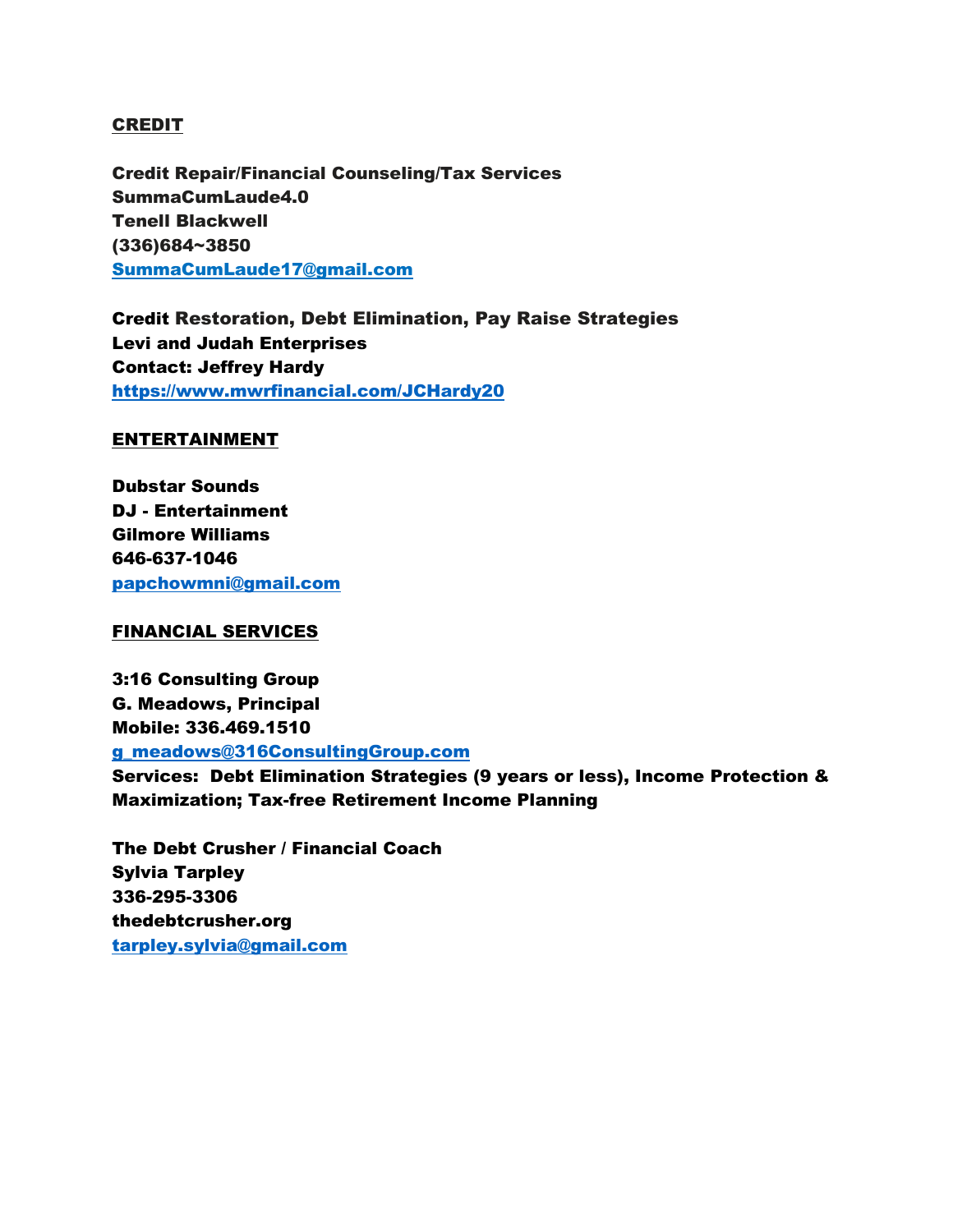## CREDIT

**Credit Repair/Financial Counseling/Tax Services**
**SummaCumLaude4.0**
**Tenell Blackwell**
**(336)684~3850**
**SummaCumLaude17@gmail.com**

**Credit Restoration, Debt Elimination, Pay Raise Strategies**
**Levi and Judah Enterprises**
**Contact: Jeffrey Hardy**
**https://www.mwrfinancial.com/JCHardy20**

## ENTERTAINMENT

**Dubstar Sounds**
**DJ - Entertainment**
**Gilmore Williams**
**646-637-1046**
**papchowmni@gmail.com**

## FINANCIAL SERVICES

**3:16 Consulting Group**
**G. Meadows, Principal**
**Mobile: 336.469.1510**
**g_meadows@316ConsultingGroup.com**
**Services: Debt Elimination Strategies (9 years or less), Income Protection & Maximization; Tax-free Retirement Income Planning**

**The Debt Crusher / Financial Coach**
**Sylvia Tarpley**
**336-295-3306**
**thedebtcrusher.org**
**tarpley.sylvia@gmail.com**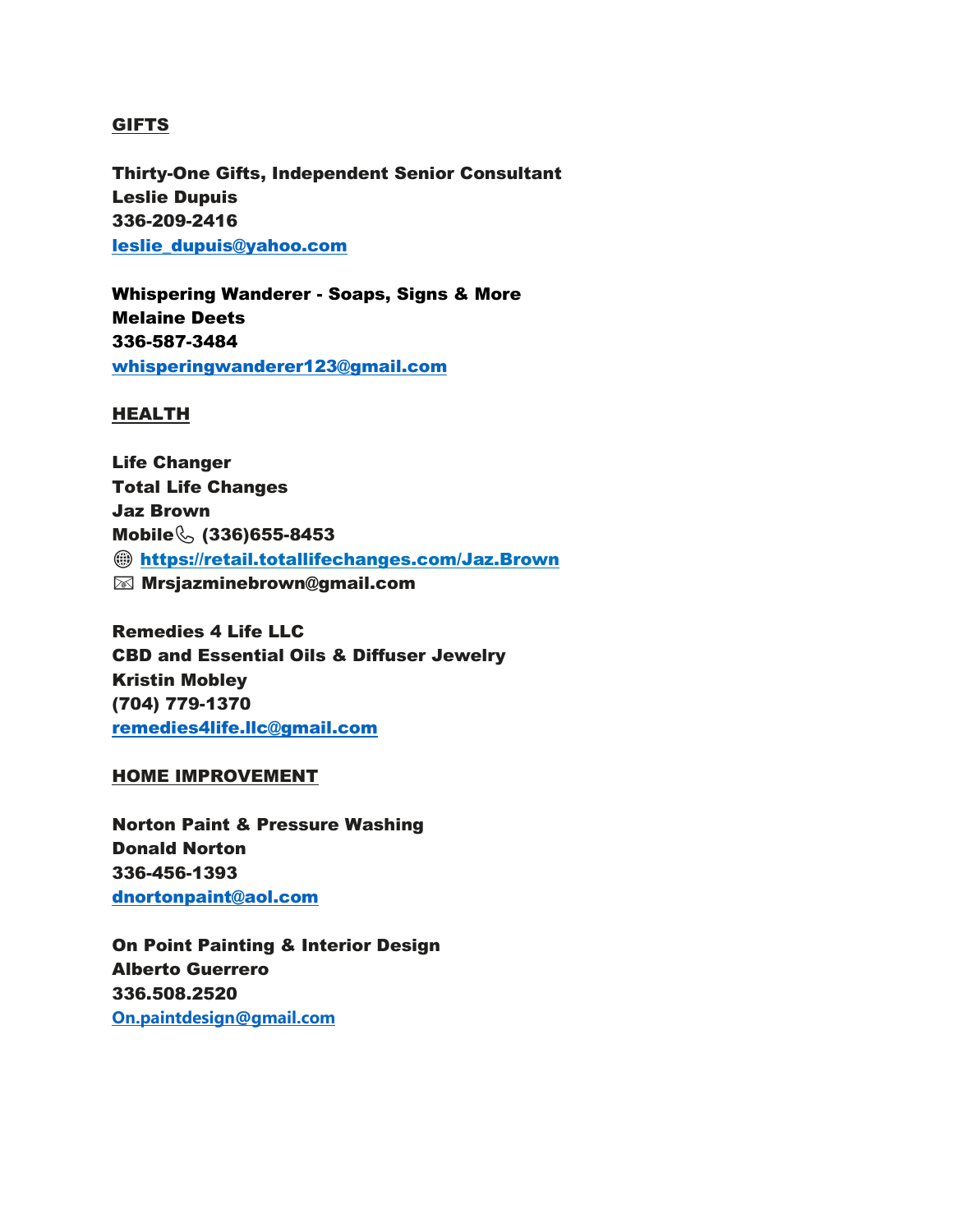## GIFTS

**Thirty-One Gifts, Independent Senior Consultant**
**Leslie Dupuis**
**336-209-2416**
**leslie_dupuis@yahoo.com**

**Whispering Wanderer - Soaps, Signs & More**
**Melaine Deets**
**336-587-3484**
**whisperingwanderer123@gmail.com**

## HEALTH

**Life Changer**
**Total Life Changes**
**Jaz Brown**
**Mobile📞 (336)655-8453**
**🌐 https://retail.totallifechanges.com/Jaz.Brown**
**📨 Mrsjazminebrown@gmail.com**

**Remedies 4 Life LLC**
**CBD and Essential Oils & Diffuser Jewelry**
**Kristin Mobley**
**(704) 779-1370**
**remedies4life.llc@gmail.com**

## HOME IMPROVEMENT

**Norton Paint & Pressure Washing**
**Donald Norton**
**336-456-1393**
**dnortonpaint@aol.com**

**On Point Painting & Interior Design**
**Alberto Guerrero**
**336.508.2520**
**On.paintdesign@gmail.com**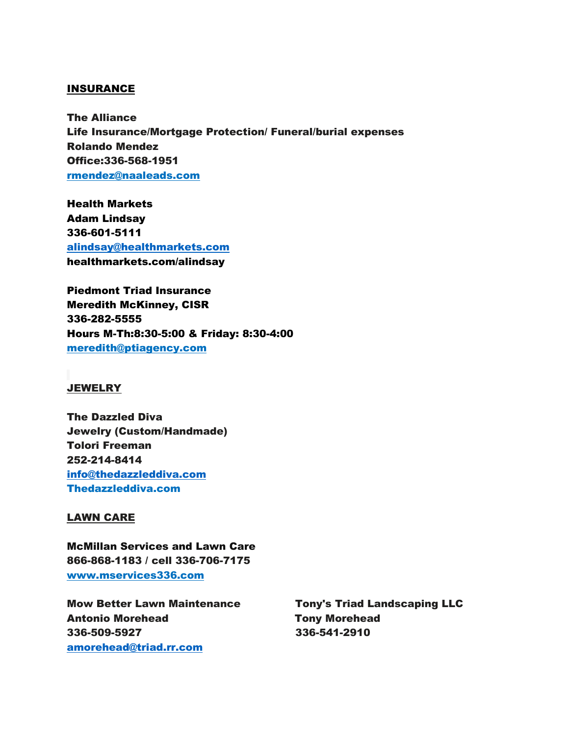## INSURANCE

**The Alliance**
**Life Insurance/Mortgage Protection/ Funeral/burial expenses**
**Rolando Mendez**
**Office:336-568-1951**
**rmendez@naaleads.com**

**Health Markets**
**Adam Lindsay**
**336-601-5111**
**alindsay@healthmarkets.com**
**healthmarkets.com/alindsay**

**Piedmont Triad Insurance**
**Meredith McKinney, CISR**
**336-282-5555**
**Hours M-Th:8:30-5:00 & Friday: 8:30-4:00**
**meredith@ptiagency.com**

## JEWELRY

**The Dazzled Diva**
**Jewelry (Custom/Handmade)**
**Tolori Freeman**
**252-214-8414**
**info@thedazzleddiva.com**
**Thedazzleddiva.com**

## LAWN CARE

**McMillan Services and Lawn Care**
**866-868-1183 / cell 336-706-7175**
**www.mservices336.com**

**Mow Better Lawn Maintenance**
**Antonio Morehead**
**336-509-5927**
**amorehead@triad.rr.com**

**Tony's Triad Landscaping LLC**
**Tony Morehead**
**336-541-2910**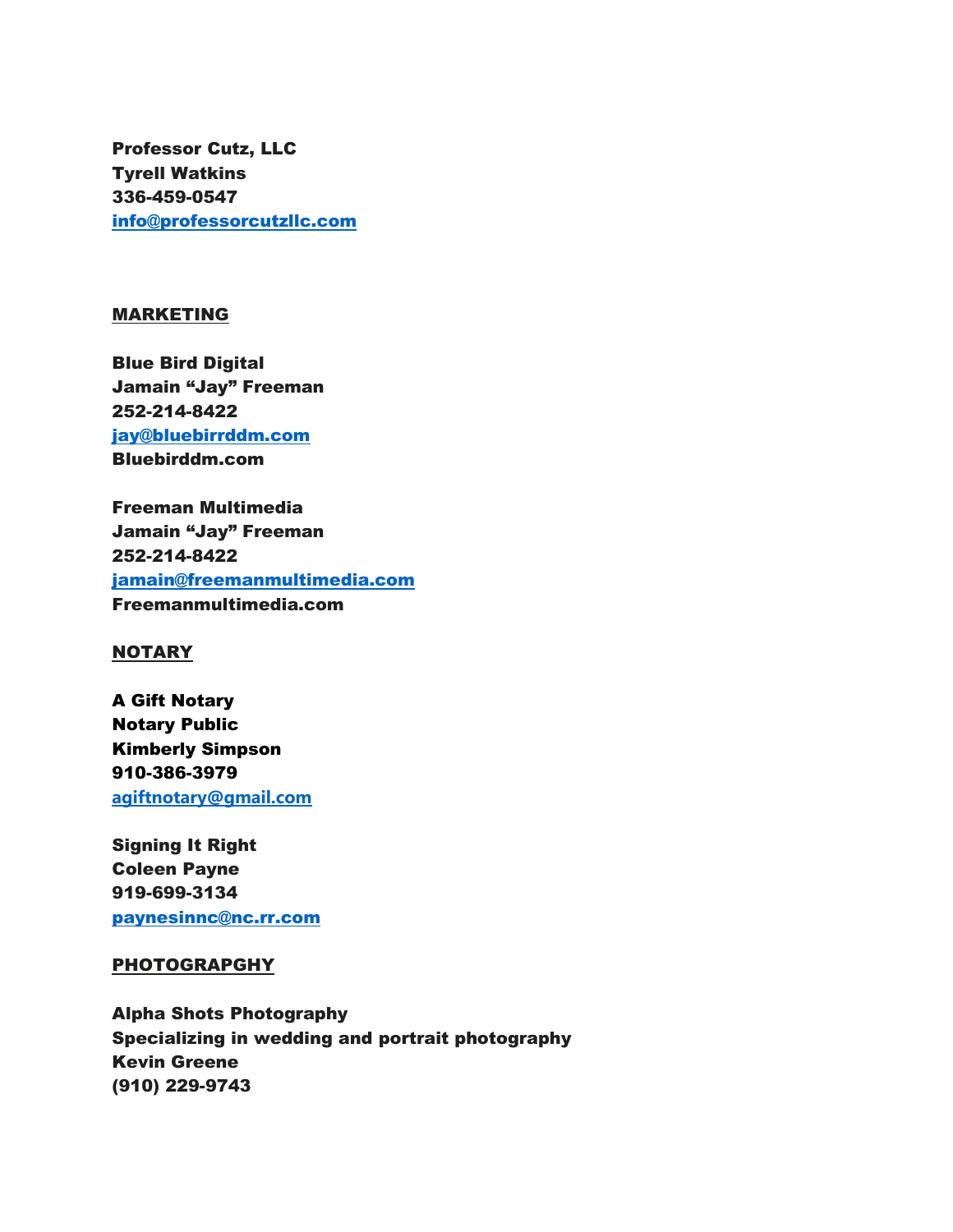**Professor Cutz, LLC**
**Tyrell Watkins**
**336-459-0547**
**info@professorcutzllc.com**

## MARKETING

**Blue Bird Digital**
**Jamain “Jay” Freeman**
**252-214-8422**
**jay@bluebirrddm.com**
**Bluebirddm.com**

**Freeman Multimedia**
**Jamain “Jay” Freeman**
**252-214-8422**
**jamain@freemanmultimedia.com**
**Freemanmultimedia.com**

## NOTARY

**A Gift Notary**
**Notary Public**
**Kimberly Simpson**
**910-386-3979**
**agiftnotary@gmail.com**

**Signing It Right**
**Coleen Payne**
**919-699-3134**
**paynesinnc@nc.rr.com**

## PHOTOGRAPGHY

**Alpha Shots Photography**
**Specializing in wedding and portrait photography**
**Kevin Greene**
**(910) 229-9743**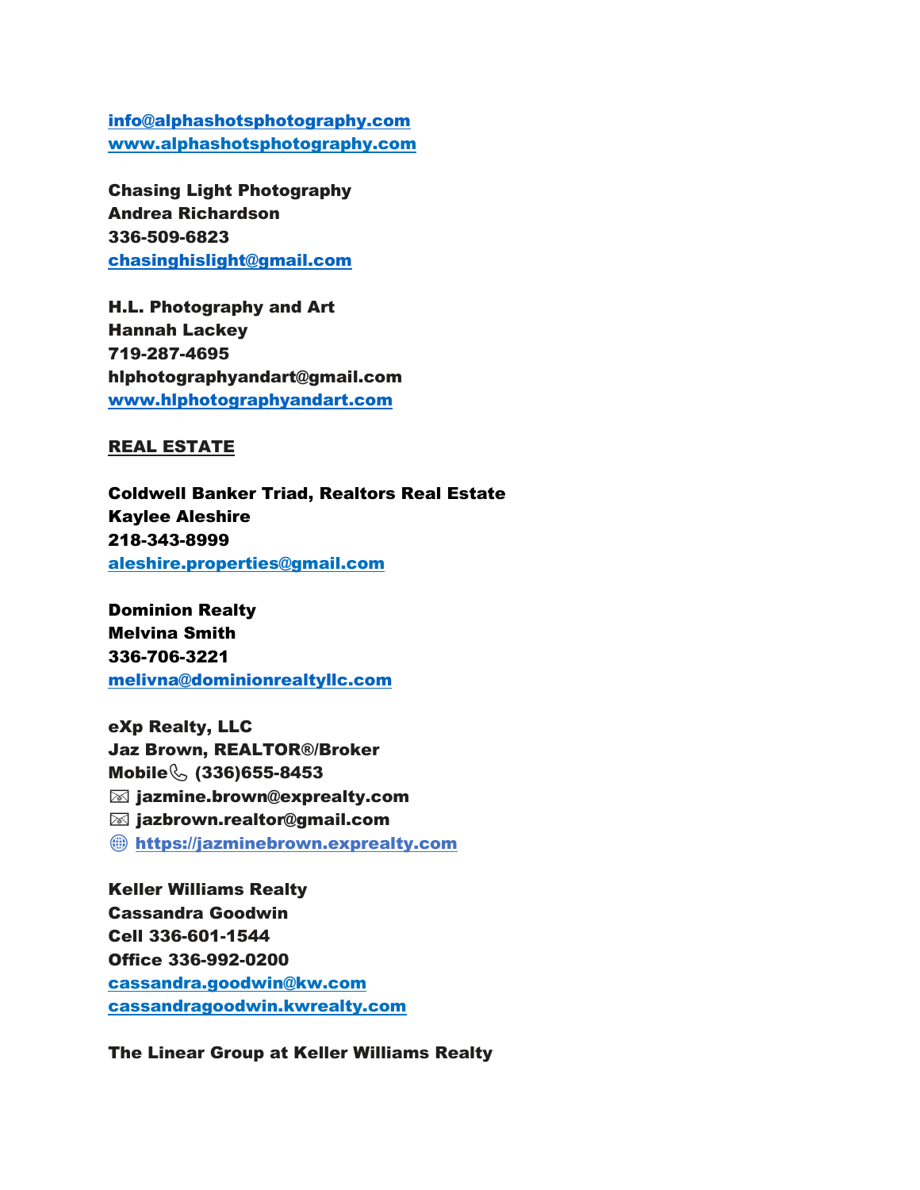**[info@alphashotsphotography.com](mailto:info@alphashotsphotography.com)**
**[www.alphashotsphotography.com](http://www.alphashotsphotography.com)**

**Chasing Light Photography**
**Andrea Richardson**
**336-509-6823**
**[chasinghislight@gmail.com](mailto:chasinghislight@gmail.com)**

**H.L. Photography and Art**
**Hannah Lackey**
**719-287-4695**
**hlphotographyandart@gmail.com**
**[www.hlphotographyandart.com](http://www.hlphotographyandart.com)**

## REAL ESTATE

**Coldwell Banker Triad, Realtors Real Estate**
**Kaylee Aleshire**
**218-343-8999**
**[aleshire.properties@gmail.com](mailto:aleshire.properties@gmail.com)**

**Dominion Realty**
**Melvina Smith**
**336-706-3221**
**[melivna@dominionrealtyllc.com](mailto:melivna@dominionrealtyllc.com)**

**eXp Realty, LLC**
**Jaz Brown, REALTOR®/Broker**
**Mobile📞 (336)655-8453**
**📧 jazmine.brown@exprealty.com**
**📧 jazbrown.realtor@gmail.com**
**🌐 [https://jazminebrown.exprealty.com](https://jazminebrown.exprealty.com)**

**Keller Williams Realty**
**Cassandra Goodwin**
**Cell 336-601-1544**
**Office 336-992-0200**
**[cassandra.goodwin@kw.com](mailto:cassandra.goodwin@kw.com)**
**[cassandragoodwin.kwrealty.com](http://cassandragoodwin.kwrealty.com)**

**The Linear Group at Keller Williams Realty**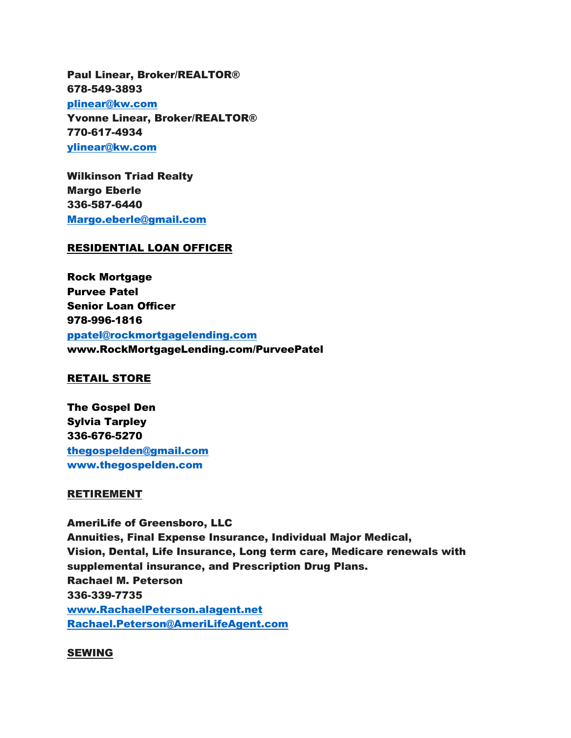**Paul Linear, Broker/REALTOR®**
**678-549-3893**
**plinear@kw.com**
**Yvonne Linear, Broker/REALTOR®**
**770-617-4934**
**ylinear@kw.com**

**Wilkinson Triad Realty**
**Margo Eberle**
**336-587-6440**
**Margo.eberle@gmail.com**

## RESIDENTIAL LOAN OFFICER

**Rock Mortgage**
**Purvee Patel**
**Senior Loan Officer**
**978-996-1816**
**ppatel@rockmortgagelending.com**
**www.RockMortgageLending.com/PurveePatel**

## RETAIL STORE

**The Gospel Den**
**Sylvia Tarpley**
**336-676-5270**
**thegospelden@gmail.com**
**www.thegospelden.com**

## RETIREMENT

**AmeriLife of Greensboro, LLC**
**Annuities, Final Expense Insurance, Individual Major Medical, Vision, Dental, Life Insurance, Long term care, Medicare renewals with supplemental insurance, and Prescription Drug Plans.**
**Rachael M. Peterson**
**336-339-7735**
**www.RachaelPeterson.alagent.net**
**Rachael.Peterson@AmeriLifeAgent.com**

## SEWING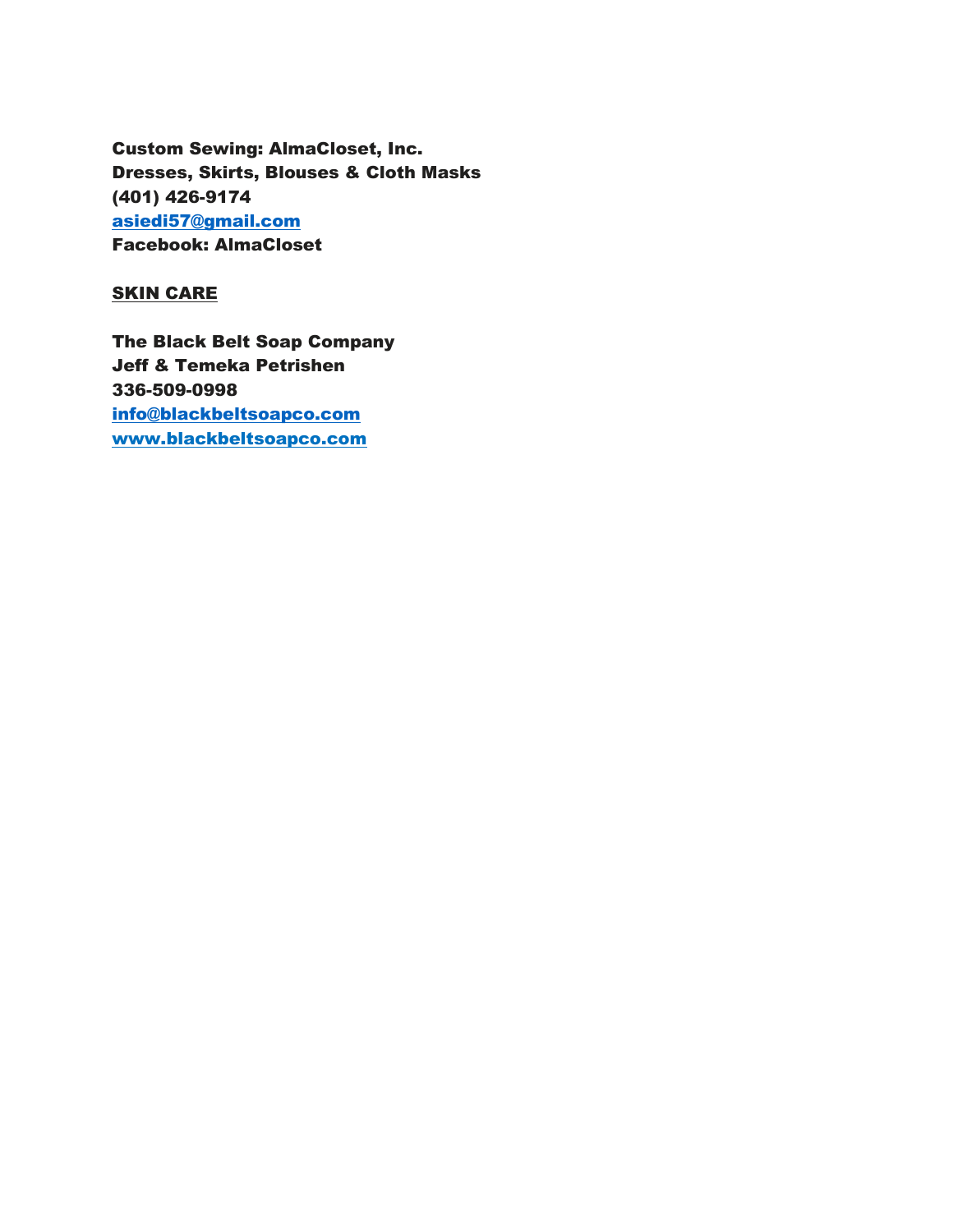**Custom Sewing: AlmaCloset, Inc.**
**Dresses, Skirts, Blouses & Cloth Masks**
**(401) 426-9174**
**[asiedi57@gmail.com](mailto:asiedi57@gmail.com)**
**Facebook: AlmaCloset**

## SKIN CARE

**The Black Belt Soap Company**
**Jeff & Temeka Petrishen**
**336-509-0998**
**[info@blackbeltsoapco.com](mailto:info@blackbeltsoapco.com)**
**[www.blackbeltsoapco.com](http://www.blackbeltsoapco.com)**